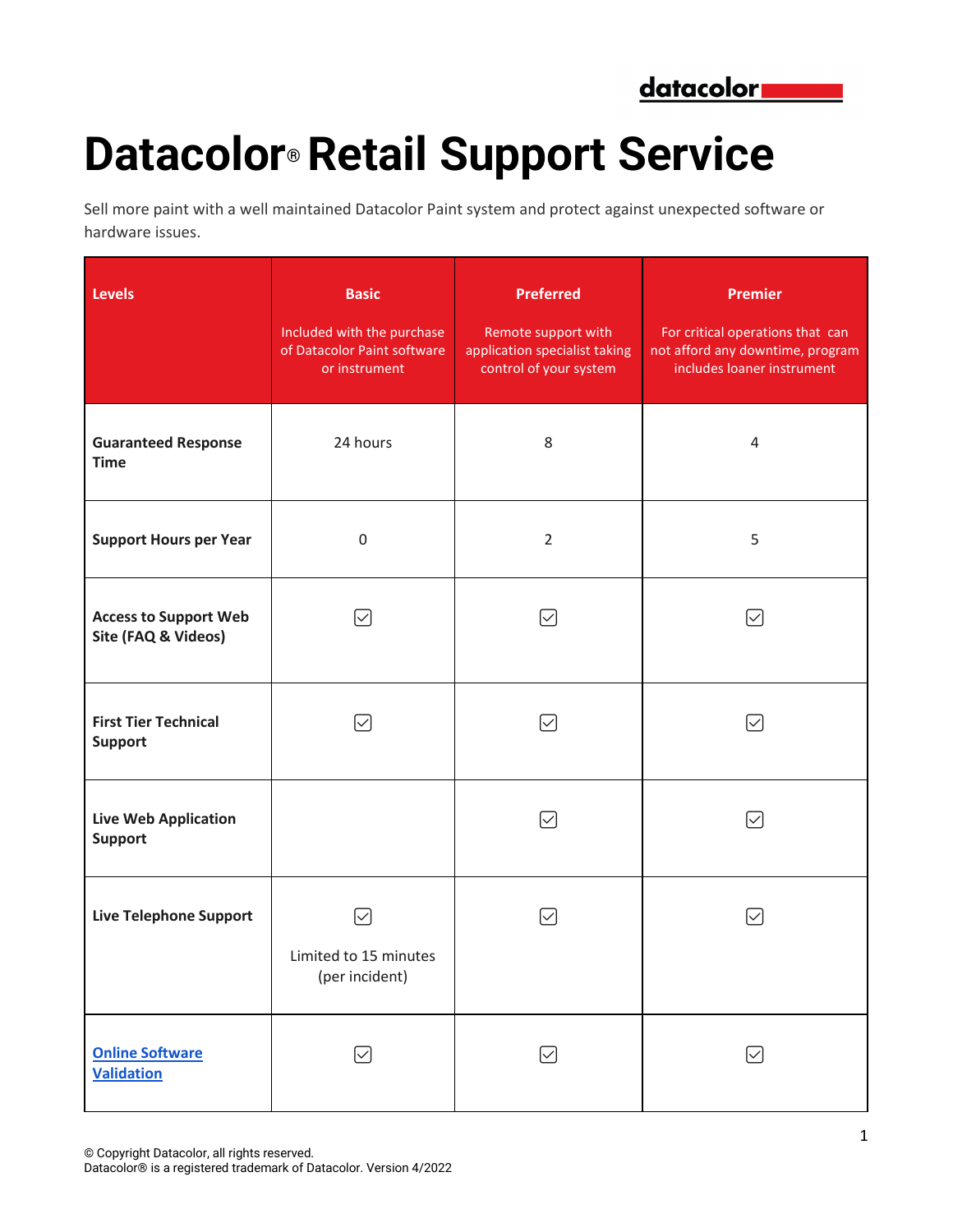# Datacolor® Retail Support Service

Sell more paint with a well maintained Datacolor Paint system and protect against unexpected software or hardware issues.

| Levels | Basic<br>Included with the purchase of Datacolor Paint software or instrument | Preferred<br>Remote support with application specialist taking control of your system | Premier<br>For critical operations that can not afford any downtime, program includes loaner instrument |
|---|---|---|---|
| **Guaranteed Response Time** | 24 hours | 8 | 4 |
| **Support Hours per Year** | 0 | 2 | 5 |
| **Access to Support Web Site (FAQ & Videos)** | ☑ | ☑ | ☑ |
| **First Tier Technical Support** | ☑ | ☑ | ☑ |
| **Live Web Application Support** | | ☑ | ☑ |
| **Live Telephone Support** | ☑<br>Limited to 15 minutes (per incident) | ☑ | ☑ |
| **Online Software Validation** | ☑ | ☑ | ☑ |

© Copyright Datacolor, all rights reserved.
Datacolor® is a registered trademark of Datacolor. Version 4/2022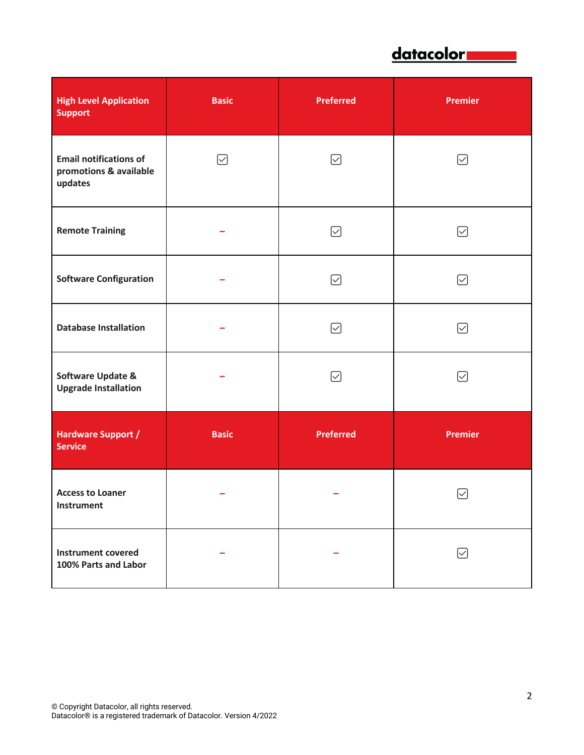| High Level Application Support | Basic | Preferred | Premier |
|---|---|---|---|
| Email notifications of promotions & available updates | ☑ | ☑ | ☑ |
| Remote Training | – | ☑ | ☑ |
| Software Configuration | – | ☑ | ☑ |
| Database Installation | – | ☑ | ☑ |
| Software Update & Upgrade Installation | – | ☑ | ☑ |
| **Hardware Support / Service** | **Basic** | **Preferred** | **Premier** |
| Access to Loaner Instrument | – | – | ☑ |
| Instrument covered 100% Parts and Labor | – | – | ☑ |

© Copyright Datacolor, all rights reserved.
Datacolor® is a registered trademark of Datacolor. Version 4/2022